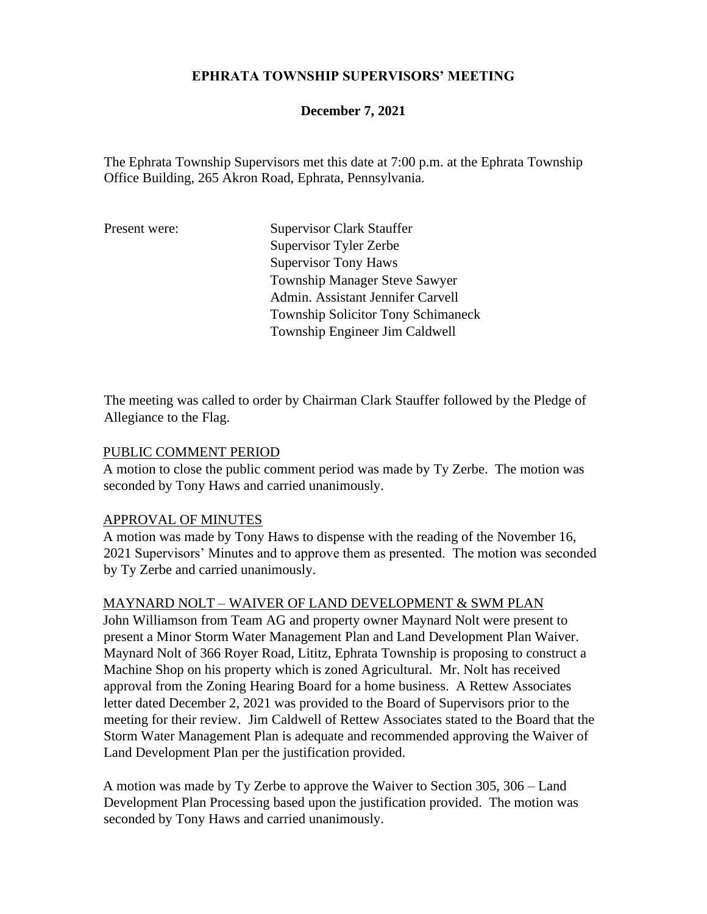# EPHRATA TOWNSHIP SUPERVISORS' MEETING

## December 7, 2021

The Ephrata Township Supervisors met this date at 7:00 p.m. at the Ephrata Township Office Building, 265 Akron Road, Ephrata, Pennsylvania.

Present were:
- Supervisor Clark Stauffer
- Supervisor Tyler Zerbe
- Supervisor Tony Haws
- Township Manager Steve Sawyer
- Admin. Assistant Jennifer Carvell
- Township Solicitor Tony Schimaneck
- Township Engineer Jim Caldwell

The meeting was called to order by Chairman Clark Stauffer followed by the Pledge of Allegiance to the Flag.

<u>PUBLIC COMMENT PERIOD</u>

A motion to close the public comment period was made by Ty Zerbe. The motion was seconded by Tony Haws and carried unanimously.

<u>APPROVAL OF MINUTES</u>

A motion was made by Tony Haws to dispense with the reading of the November 16, 2021 Supervisors' Minutes and to approve them as presented. The motion was seconded by Ty Zerbe and carried unanimously.

<u>MAYNARD NOLT – WAIVER OF LAND DEVELOPMENT & SWM PLAN</u>

John Williamson from Team AG and property owner Maynard Nolt were present to present a Minor Storm Water Management Plan and Land Development Plan Waiver. Maynard Nolt of 366 Royer Road, Lititz, Ephrata Township is proposing to construct a Machine Shop on his property which is zoned Agricultural. Mr. Nolt has received approval from the Zoning Hearing Board for a home business. A Rettew Associates letter dated December 2, 2021 was provided to the Board of Supervisors prior to the meeting for their review. Jim Caldwell of Rettew Associates stated to the Board that the Storm Water Management Plan is adequate and recommended approving the Waiver of Land Development Plan per the justification provided.

A motion was made by Ty Zerbe to approve the Waiver to Section 305, 306 – Land Development Plan Processing based upon the justification provided. The motion was seconded by Tony Haws and carried unanimously.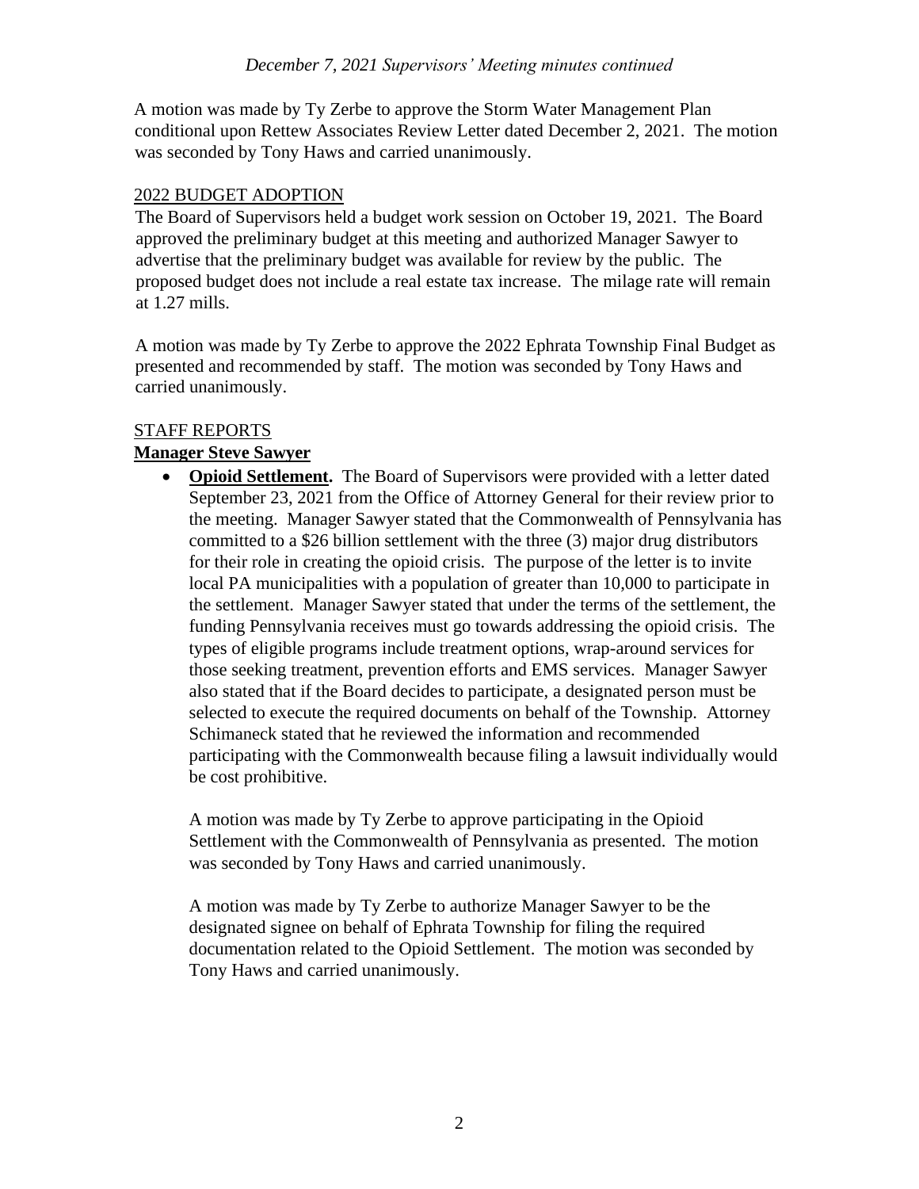A motion was made by Ty Zerbe to approve the Storm Water Management Plan conditional upon Rettew Associates Review Letter dated December 2, 2021. The motion was seconded by Tony Haws and carried unanimously.

2022 BUDGET ADOPTION

The Board of Supervisors held a budget work session on October 19, 2021. The Board approved the preliminary budget at this meeting and authorized Manager Sawyer to advertise that the preliminary budget was available for review by the public. The proposed budget does not include a real estate tax increase. The milage rate will remain at 1.27 mills.

A motion was made by Ty Zerbe to approve the 2022 Ephrata Township Final Budget as presented and recommended by staff. The motion was seconded by Tony Haws and carried unanimously.

STAFF REPORTS

**Manager Steve Sawyer**

- **Opioid Settlement.** The Board of Supervisors were provided with a letter dated September 23, 2021 from the Office of Attorney General for their review prior to the meeting. Manager Sawyer stated that the Commonwealth of Pennsylvania has committed to a $26 billion settlement with the three (3) major drug distributors for their role in creating the opioid crisis. The purpose of the letter is to invite local PA municipalities with a population of greater than 10,000 to participate in the settlement. Manager Sawyer stated that under the terms of the settlement, the funding Pennsylvania receives must go towards addressing the opioid crisis. The types of eligible programs include treatment options, wrap-around services for those seeking treatment, prevention efforts and EMS services. Manager Sawyer also stated that if the Board decides to participate, a designated person must be selected to execute the required documents on behalf of the Township. Attorney Schimaneck stated that he reviewed the information and recommended participating with the Commonwealth because filing a lawsuit individually would be cost prohibitive.

  A motion was made by Ty Zerbe to approve participating in the Opioid Settlement with the Commonwealth of Pennsylvania as presented. The motion was seconded by Tony Haws and carried unanimously.

  A motion was made by Ty Zerbe to authorize Manager Sawyer to be the designated signee on behalf of Ephrata Township for filing the required documentation related to the Opioid Settlement. The motion was seconded by Tony Haws and carried unanimously.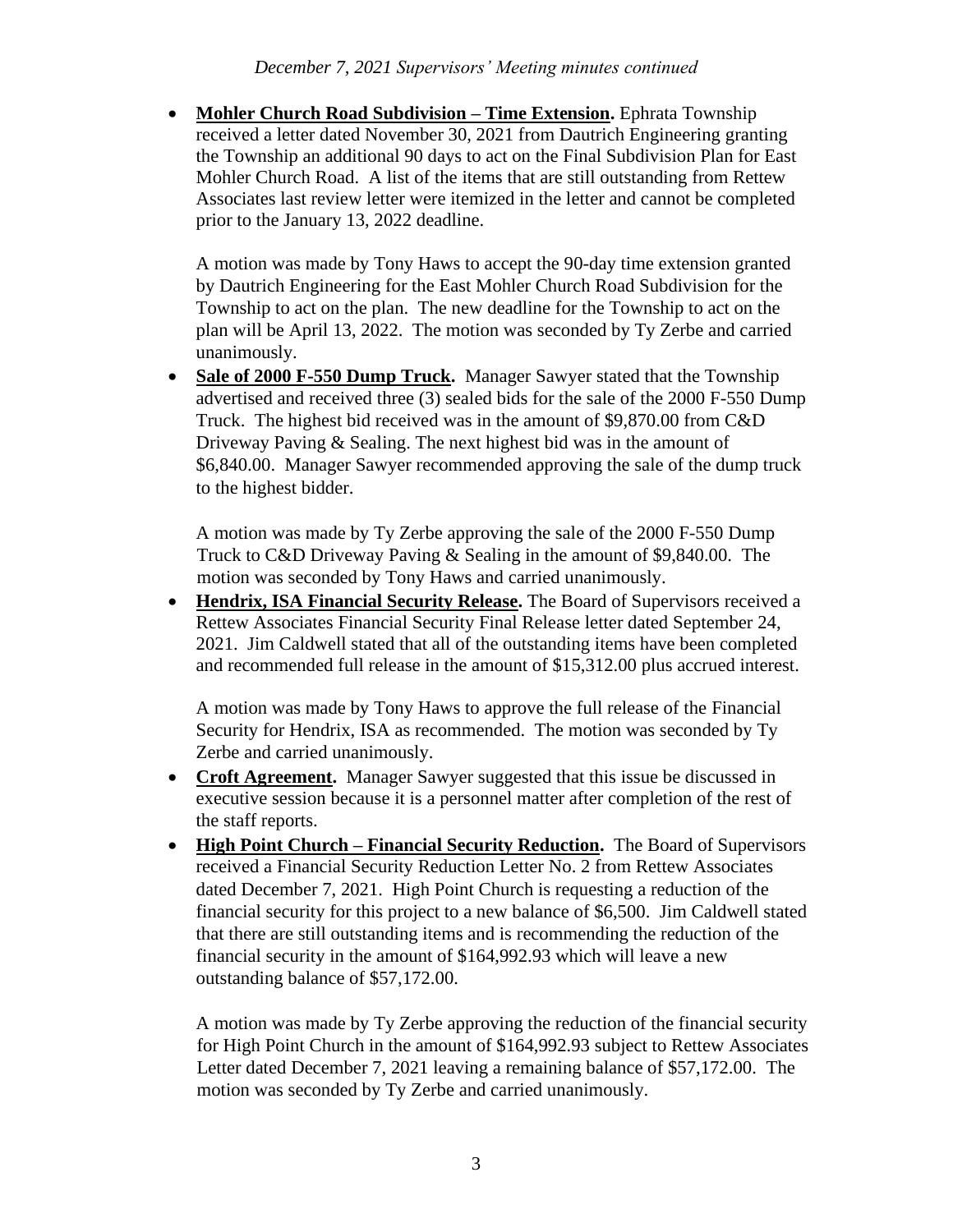*December 7, 2021 Supervisors' Meeting minutes continued*

- **Mohler Church Road Subdivision – Time Extension.** Ephrata Township received a letter dated November 30, 2021 from Dautrich Engineering granting the Township an additional 90 days to act on the Final Subdivision Plan for East Mohler Church Road. A list of the items that are still outstanding from Rettew Associates last review letter were itemized in the letter and cannot be completed prior to the January 13, 2022 deadline.

  A motion was made by Tony Haws to accept the 90-day time extension granted by Dautrich Engineering for the East Mohler Church Road Subdivision for the Township to act on the plan. The new deadline for the Township to act on the plan will be April 13, 2022. The motion was seconded by Ty Zerbe and carried unanimously.

- **Sale of 2000 F-550 Dump Truck.** Manager Sawyer stated that the Township advertised and received three (3) sealed bids for the sale of the 2000 F-550 Dump Truck. The highest bid received was in the amount of $9,870.00 from C&D Driveway Paving & Sealing. The next highest bid was in the amount of $6,840.00. Manager Sawyer recommended approving the sale of the dump truck to the highest bidder.

  A motion was made by Ty Zerbe approving the sale of the 2000 F-550 Dump Truck to C&D Driveway Paving & Sealing in the amount of $9,840.00. The motion was seconded by Tony Haws and carried unanimously.

- **Hendrix, ISA Financial Security Release.** The Board of Supervisors received a Rettew Associates Financial Security Final Release letter dated September 24, 2021. Jim Caldwell stated that all of the outstanding items have been completed and recommended full release in the amount of $15,312.00 plus accrued interest.

  A motion was made by Tony Haws to approve the full release of the Financial Security for Hendrix, ISA as recommended. The motion was seconded by Ty Zerbe and carried unanimously.

- **Croft Agreement.** Manager Sawyer suggested that this issue be discussed in executive session because it is a personnel matter after completion of the rest of the staff reports.

- **High Point Church – Financial Security Reduction.** The Board of Supervisors received a Financial Security Reduction Letter No. 2 from Rettew Associates dated December 7, 2021. High Point Church is requesting a reduction of the financial security for this project to a new balance of $6,500. Jim Caldwell stated that there are still outstanding items and is recommending the reduction of the financial security in the amount of $164,992.93 which will leave a new outstanding balance of $57,172.00.

  A motion was made by Ty Zerbe approving the reduction of the financial security for High Point Church in the amount of $164,992.93 subject to Rettew Associates Letter dated December 7, 2021 leaving a remaining balance of $57,172.00. The motion was seconded by Ty Zerbe and carried unanimously.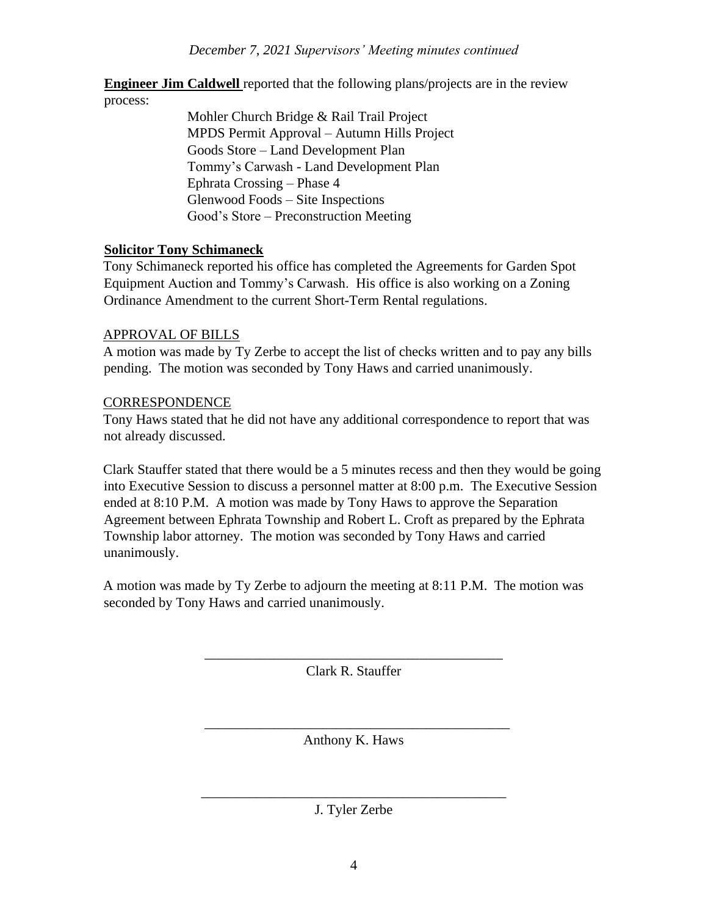**Engineer Jim Caldwell** reported that the following plans/projects are in the review process:

Mohler Church Bridge & Rail Trail Project
MPDS Permit Approval – Autumn Hills Project
Goods Store – Land Development Plan
Tommy's Carwash - Land Development Plan
Ephrata Crossing – Phase 4
Glenwood Foods – Site Inspections
Good's Store – Preconstruction Meeting

**Solicitor Tony Schimaneck**

Tony Schimaneck reported his office has completed the Agreements for Garden Spot Equipment Auction and Tommy's Carwash. His office is also working on a Zoning Ordinance Amendment to the current Short-Term Rental regulations.

APPROVAL OF BILLS

A motion was made by Ty Zerbe to accept the list of checks written and to pay any bills pending. The motion was seconded by Tony Haws and carried unanimously.

CORRESPONDENCE

Tony Haws stated that he did not have any additional correspondence to report that was not already discussed.

Clark Stauffer stated that there would be a 5 minutes recess and then they would be going into Executive Session to discuss a personnel matter at 8:00 p.m. The Executive Session ended at 8:10 P.M. A motion was made by Tony Haws to approve the Separation Agreement between Ephrata Township and Robert L. Croft as prepared by the Ephrata Township labor attorney. The motion was seconded by Tony Haws and carried unanimously.

A motion was made by Ty Zerbe to adjourn the meeting at 8:11 P.M. The motion was seconded by Tony Haws and carried unanimously.

\_\_\_\_\_\_\_\_\_\_\_\_\_\_\_\_\_\_\_\_\_\_\_\_\_\_\_\_\_\_\_\_\_\_\_\_\_\_\_\_\_\_
Clark R. Stauffer

\_\_\_\_\_\_\_\_\_\_\_\_\_\_\_\_\_\_\_\_\_\_\_\_\_\_\_\_\_\_\_\_\_\_\_\_\_\_\_\_\_\_
Anthony K. Haws

\_\_\_\_\_\_\_\_\_\_\_\_\_\_\_\_\_\_\_\_\_\_\_\_\_\_\_\_\_\_\_\_\_\_\_\_\_\_\_\_\_\_
J. Tyler Zerbe